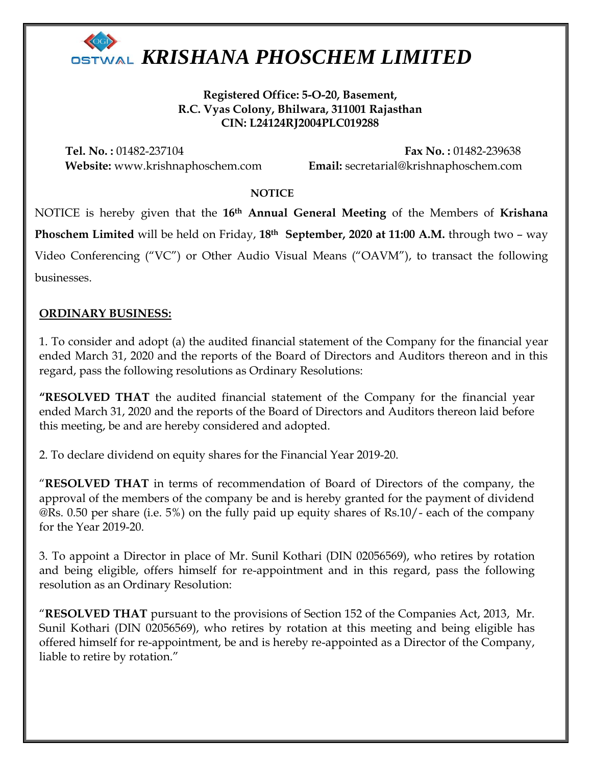# OSTWAL *KRISHANA PHOSCHEM LIMITED*

**Registered Office: 5-O-20, Basement,**
**R.C. Vyas Colony, Bhilwara, 311001 Rajasthan**
**CIN: L24124RJ2004PLC019288**

**Tel. No. :** 01482-237104 **Fax No. :** 01482-239638
**Website:** www.krishnaphoschem.com **Email:** secretarial@krishnaphoschem.com

**NOTICE**

NOTICE is hereby given that the **16th Annual General Meeting** of the Members of **Krishana Phoschem Limited** will be held on Friday, **18th September, 2020 at 11:00 A.M.** through two – way Video Conferencing ("VC") or Other Audio Visual Means ("OAVM"), to transact the following businesses.

## ORDINARY BUSINESS:

1. To consider and adopt (a) the audited financial statement of the Company for the financial year ended March 31, 2020 and the reports of the Board of Directors and Auditors thereon and in this regard, pass the following resolutions as Ordinary Resolutions:

**"RESOLVED THAT** the audited financial statement of the Company for the financial year ended March 31, 2020 and the reports of the Board of Directors and Auditors thereon laid before this meeting, be and are hereby considered and adopted.

2. To declare dividend on equity shares for the Financial Year 2019-20.

"**RESOLVED THAT** in terms of recommendation of Board of Directors of the company, the approval of the members of the company be and is hereby granted for the payment of dividend @Rs. 0.50 per share (i.e. 5%) on the fully paid up equity shares of Rs.10/- each of the company for the Year 2019-20.

3. To appoint a Director in place of Mr. Sunil Kothari (DIN 02056569), who retires by rotation and being eligible, offers himself for re-appointment and in this regard, pass the following resolution as an Ordinary Resolution:

"**RESOLVED THAT** pursuant to the provisions of Section 152 of the Companies Act, 2013, Mr. Sunil Kothari (DIN 02056569), who retires by rotation at this meeting and being eligible has offered himself for re-appointment, be and is hereby re-appointed as a Director of the Company, liable to retire by rotation."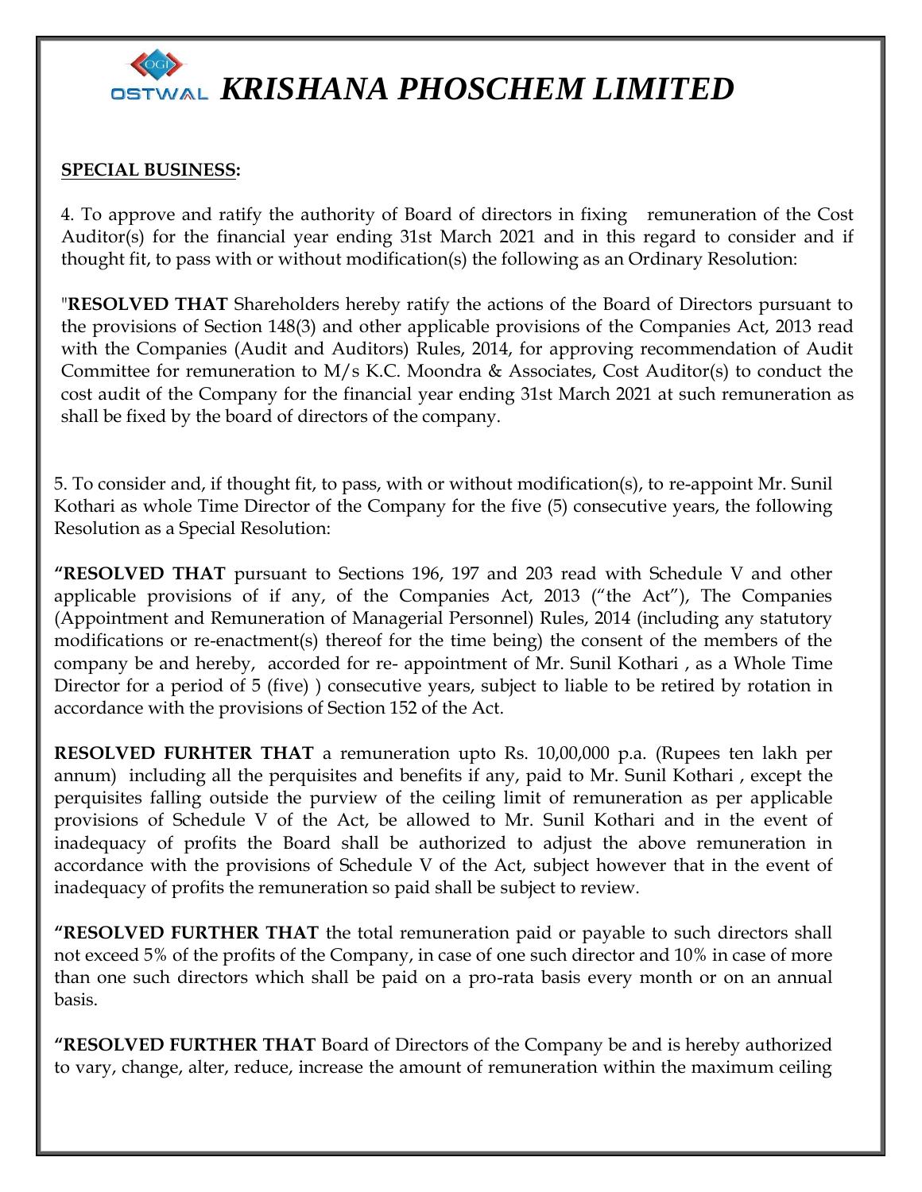# KRISHANA PHOSCHEM LIMITED

**SPECIAL BUSINESS:**

4. To approve and ratify the authority of Board of directors in fixing remuneration of the Cost Auditor(s) for the financial year ending 31st March 2021 and in this regard to consider and if thought fit, to pass with or without modification(s) the following as an Ordinary Resolution:

"**RESOLVED THAT** Shareholders hereby ratify the actions of the Board of Directors pursuant to the provisions of Section 148(3) and other applicable provisions of the Companies Act, 2013 read with the Companies (Audit and Auditors) Rules, 2014, for approving recommendation of Audit Committee for remuneration to M/s K.C. Moondra & Associates, Cost Auditor(s) to conduct the cost audit of the Company for the financial year ending 31st March 2021 at such remuneration as shall be fixed by the board of directors of the company.

5. To consider and, if thought fit, to pass, with or without modification(s), to re-appoint Mr. Sunil Kothari as whole Time Director of the Company for the five (5) consecutive years, the following Resolution as a Special Resolution:

**"RESOLVED THAT** pursuant to Sections 196, 197 and 203 read with Schedule V and other applicable provisions of if any, of the Companies Act, 2013 ("the Act"), The Companies (Appointment and Remuneration of Managerial Personnel) Rules, 2014 (including any statutory modifications or re-enactment(s) thereof for the time being) the consent of the members of the company be and hereby, accorded for re- appointment of Mr. Sunil Kothari , as a Whole Time Director for a period of 5 (five) ) consecutive years, subject to liable to be retired by rotation in accordance with the provisions of Section 152 of the Act.

**RESOLVED FURHTER THAT** a remuneration upto Rs. 10,00,000 p.a. (Rupees ten lakh per annum) including all the perquisites and benefits if any, paid to Mr. Sunil Kothari , except the perquisites falling outside the purview of the ceiling limit of remuneration as per applicable provisions of Schedule V of the Act, be allowed to Mr. Sunil Kothari and in the event of inadequacy of profits the Board shall be authorized to adjust the above remuneration in accordance with the provisions of Schedule V of the Act, subject however that in the event of inadequacy of profits the remuneration so paid shall be subject to review.

**"RESOLVED FURTHER THAT** the total remuneration paid or payable to such directors shall not exceed 5% of the profits of the Company, in case of one such director and 10% in case of more than one such directors which shall be paid on a pro-rata basis every month or on an annual basis.

**"RESOLVED FURTHER THAT** Board of Directors of the Company be and is hereby authorized to vary, change, alter, reduce, increase the amount of remuneration within the maximum ceiling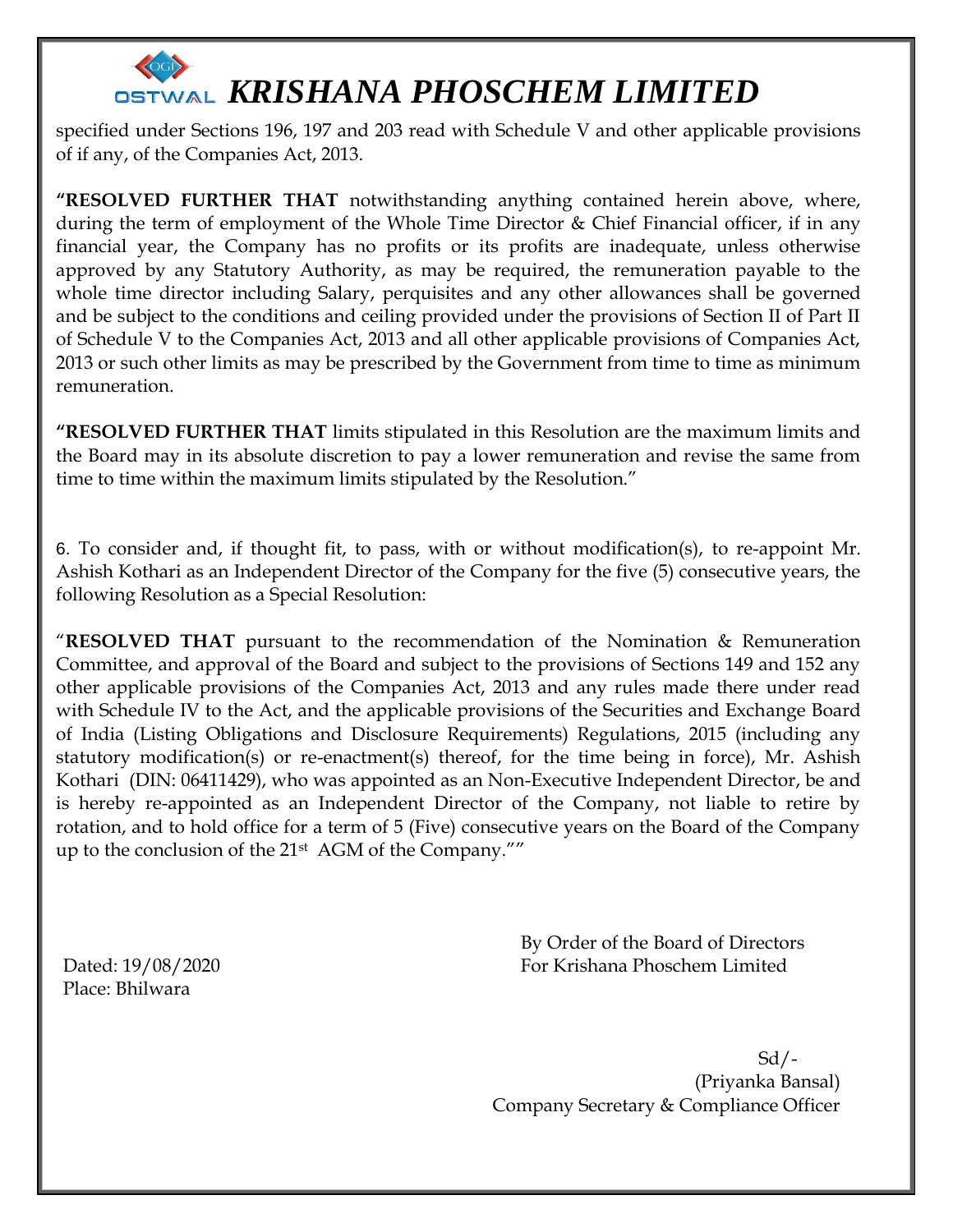specified under Sections 196, 197 and 203 read with Schedule V and other applicable provisions of if any, of the Companies Act, 2013.

**"RESOLVED FURTHER THAT** notwithstanding anything contained herein above, where, during the term of employment of the Whole Time Director & Chief Financial officer, if in any financial year, the Company has no profits or its profits are inadequate, unless otherwise approved by any Statutory Authority, as may be required, the remuneration payable to the whole time director including Salary, perquisites and any other allowances shall be governed and be subject to the conditions and ceiling provided under the provisions of Section II of Part II of Schedule V to the Companies Act, 2013 and all other applicable provisions of Companies Act, 2013 or such other limits as may be prescribed by the Government from time to time as minimum remuneration.

**"RESOLVED FURTHER THAT** limits stipulated in this Resolution are the maximum limits and the Board may in its absolute discretion to pay a lower remuneration and revise the same from time to time within the maximum limits stipulated by the Resolution."

6. To consider and, if thought fit, to pass, with or without modification(s), to re-appoint Mr. Ashish Kothari as an Independent Director of the Company for the five (5) consecutive years, the following Resolution as a Special Resolution:

"**RESOLVED THAT** pursuant to the recommendation of the Nomination & Remuneration Committee, and approval of the Board and subject to the provisions of Sections 149 and 152 any other applicable provisions of the Companies Act, 2013 and any rules made there under read with Schedule IV to the Act, and the applicable provisions of the Securities and Exchange Board of India (Listing Obligations and Disclosure Requirements) Regulations, 2015 (including any statutory modification(s) or re-enactment(s) thereof, for the time being in force), Mr. Ashish Kothari (DIN: 06411429), who was appointed as an Non-Executive Independent Director, be and is hereby re-appointed as an Independent Director of the Company, not liable to retire by rotation, and to hold office for a term of 5 (Five) consecutive years on the Board of the Company up to the conclusion of the 21st AGM of the Company.""

By Order of the Board of Directors
For Krishana Phoschem Limited

Dated: 19/08/2020
Place: Bhilwara

Sd/-
(Priyanka Bansal)
Company Secretary & Compliance Officer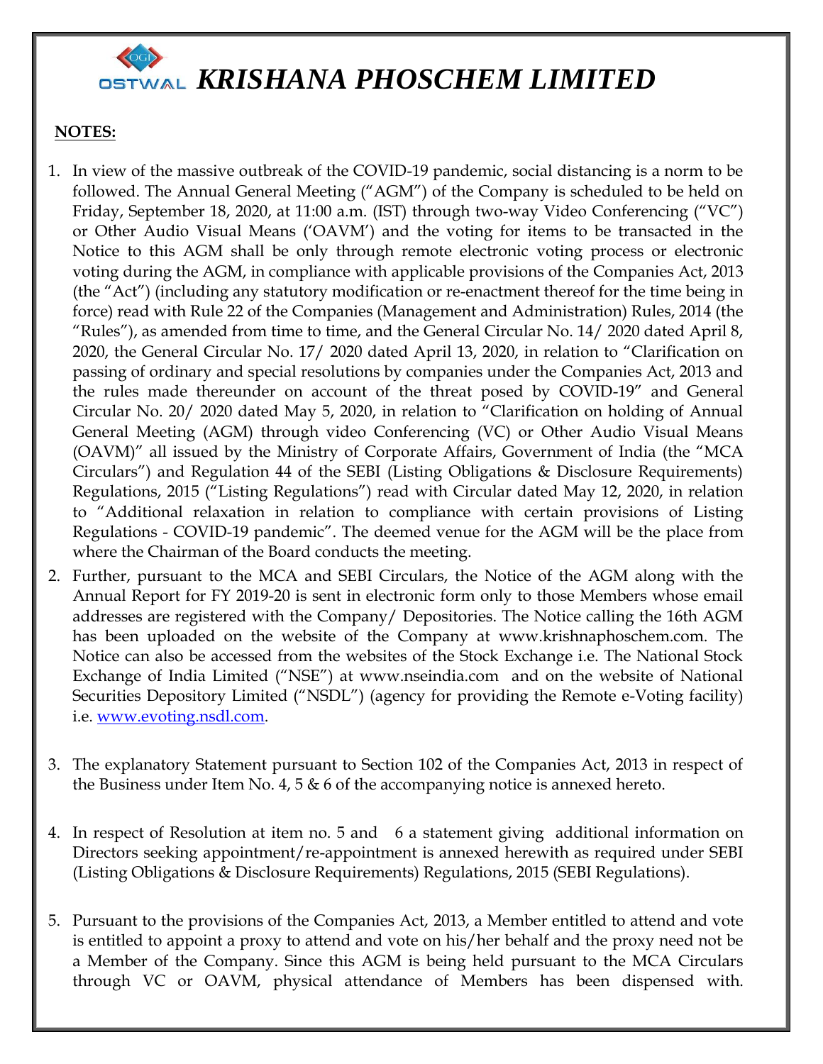# KRISHANA PHOSCHEM LIMITED

**NOTES:**

1. In view of the massive outbreak of the COVID-19 pandemic, social distancing is a norm to be followed. The Annual General Meeting ("AGM") of the Company is scheduled to be held on Friday, September 18, 2020, at 11:00 a.m. (IST) through two-way Video Conferencing ("VC") or Other Audio Visual Means ('OAVM') and the voting for items to be transacted in the Notice to this AGM shall be only through remote electronic voting process or electronic voting during the AGM, in compliance with applicable provisions of the Companies Act, 2013 (the "Act") (including any statutory modification or re-enactment thereof for the time being in force) read with Rule 22 of the Companies (Management and Administration) Rules, 2014 (the "Rules"), as amended from time to time, and the General Circular No. 14/ 2020 dated April 8, 2020, the General Circular No. 17/ 2020 dated April 13, 2020, in relation to "Clarification on passing of ordinary and special resolutions by companies under the Companies Act, 2013 and the rules made thereunder on account of the threat posed by COVID-19" and General Circular No. 20/ 2020 dated May 5, 2020, in relation to "Clarification on holding of Annual General Meeting (AGM) through video Conferencing (VC) or Other Audio Visual Means (OAVM)" all issued by the Ministry of Corporate Affairs, Government of India (the "MCA Circulars") and Regulation 44 of the SEBI (Listing Obligations & Disclosure Requirements) Regulations, 2015 ("Listing Regulations") read with Circular dated May 12, 2020, in relation to "Additional relaxation in relation to compliance with certain provisions of Listing Regulations - COVID-19 pandemic". The deemed venue for the AGM will be the place from where the Chairman of the Board conducts the meeting.
2. Further, pursuant to the MCA and SEBI Circulars, the Notice of the AGM along with the Annual Report for FY 2019-20 is sent in electronic form only to those Members whose email addresses are registered with the Company/ Depositories. The Notice calling the 16th AGM has been uploaded on the website of the Company at www.krishnaphoschem.com. The Notice can also be accessed from the websites of the Stock Exchange i.e. The National Stock Exchange of India Limited ("NSE") at www.nseindia.com and on the website of National Securities Depository Limited ("NSDL") (agency for providing the Remote e-Voting facility) i.e. www.evoting.nsdl.com.
3. The explanatory Statement pursuant to Section 102 of the Companies Act, 2013 in respect of the Business under Item No. 4, 5 & 6 of the accompanying notice is annexed hereto.
4. In respect of Resolution at item no. 5 and 6 a statement giving additional information on Directors seeking appointment/re-appointment is annexed herewith as required under SEBI (Listing Obligations & Disclosure Requirements) Regulations, 2015 (SEBI Regulations).
5. Pursuant to the provisions of the Companies Act, 2013, a Member entitled to attend and vote is entitled to appoint a proxy to attend and vote on his/her behalf and the proxy need not be a Member of the Company. Since this AGM is being held pursuant to the MCA Circulars through VC or OAVM, physical attendance of Members has been dispensed with.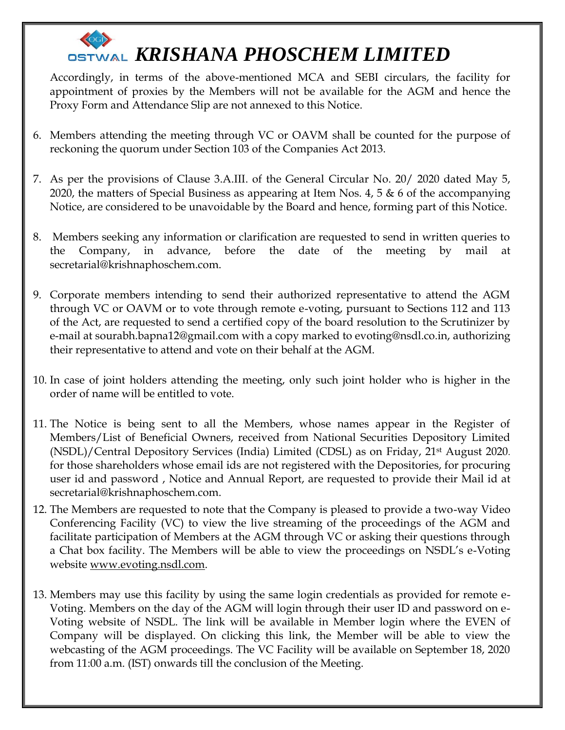Accordingly, in terms of the above-mentioned MCA and SEBI circulars, the facility for appointment of proxies by the Members will not be available for the AGM and hence the Proxy Form and Attendance Slip are not annexed to this Notice.

6. Members attending the meeting through VC or OAVM shall be counted for the purpose of reckoning the quorum under Section 103 of the Companies Act 2013.

7. As per the provisions of Clause 3.A.III. of the General Circular No. 20/ 2020 dated May 5, 2020, the matters of Special Business as appearing at Item Nos. 4, 5 & 6 of the accompanying Notice, are considered to be unavoidable by the Board and hence, forming part of this Notice.

8. Members seeking any information or clarification are requested to send in written queries to the Company, in advance, before the date of the meeting by mail at secretarial@krishnaphoschem.com.

9. Corporate members intending to send their authorized representative to attend the AGM through VC or OAVM or to vote through remote e-voting, pursuant to Sections 112 and 113 of the Act, are requested to send a certified copy of the board resolution to the Scrutinizer by e-mail at sourabh.bapna12@gmail.com with a copy marked to evoting@nsdl.co.in, authorizing their representative to attend and vote on their behalf at the AGM.

10. In case of joint holders attending the meeting, only such joint holder who is higher in the order of name will be entitled to vote.

11. The Notice is being sent to all the Members, whose names appear in the Register of Members/List of Beneficial Owners, received from National Securities Depository Limited (NSDL)/Central Depository Services (India) Limited (CDSL) as on Friday, 21st August 2020. for those shareholders whose email ids are not registered with the Depositories, for procuring user id and password , Notice and Annual Report, are requested to provide their Mail id at secretarial@krishnaphoschem.com.

12. The Members are requested to note that the Company is pleased to provide a two-way Video Conferencing Facility (VC) to view the live streaming of the proceedings of the AGM and facilitate participation of Members at the AGM through VC or asking their questions through a Chat box facility. The Members will be able to view the proceedings on NSDL's e-Voting website www.evoting.nsdl.com.

13. Members may use this facility by using the same login credentials as provided for remote e-Voting. Members on the day of the AGM will login through their user ID and password on e-Voting website of NSDL. The link will be available in Member login where the EVEN of Company will be displayed. On clicking this link, the Member will be able to view the webcasting of the AGM proceedings. The VC Facility will be available on September 18, 2020 from 11:00 a.m. (IST) onwards till the conclusion of the Meeting.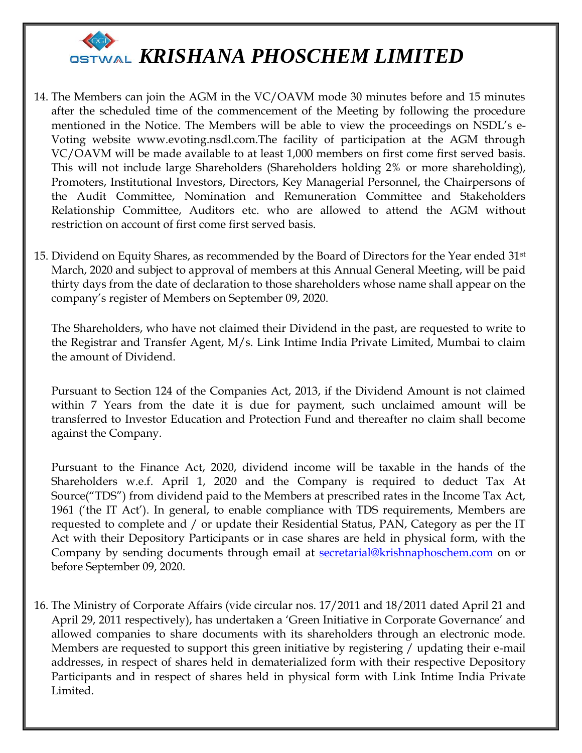14. The Members can join the AGM in the VC/OAVM mode 30 minutes before and 15 minutes after the scheduled time of the commencement of the Meeting by following the procedure mentioned in the Notice. The Members will be able to view the proceedings on NSDL's e-Voting website www.evoting.nsdl.com.The facility of participation at the AGM through VC/OAVM will be made available to at least 1,000 members on first come first served basis. This will not include large Shareholders (Shareholders holding 2% or more shareholding), Promoters, Institutional Investors, Directors, Key Managerial Personnel, the Chairpersons of the Audit Committee, Nomination and Remuneration Committee and Stakeholders Relationship Committee, Auditors etc. who are allowed to attend the AGM without restriction on account of first come first served basis.

15. Dividend on Equity Shares, as recommended by the Board of Directors for the Year ended 31st March, 2020 and subject to approval of members at this Annual General Meeting, will be paid thirty days from the date of declaration to those shareholders whose name shall appear on the company's register of Members on September 09, 2020.

    The Shareholders, who have not claimed their Dividend in the past, are requested to write to the Registrar and Transfer Agent, M/s. Link Intime India Private Limited, Mumbai to claim the amount of Dividend.

    Pursuant to Section 124 of the Companies Act, 2013, if the Dividend Amount is not claimed within 7 Years from the date it is due for payment, such unclaimed amount will be transferred to Investor Education and Protection Fund and thereafter no claim shall become against the Company.

    Pursuant to the Finance Act, 2020, dividend income will be taxable in the hands of the Shareholders w.e.f. April 1, 2020 and the Company is required to deduct Tax At Source("TDS") from dividend paid to the Members at prescribed rates in the Income Tax Act, 1961 ('the IT Act'). In general, to enable compliance with TDS requirements, Members are requested to complete and / or update their Residential Status, PAN, Category as per the IT Act with their Depository Participants or in case shares are held in physical form, with the Company by sending documents through email at secretarial@krishnaphoschem.com on or before September 09, 2020.

16. The Ministry of Corporate Affairs (vide circular nos. 17/2011 and 18/2011 dated April 21 and April 29, 2011 respectively), has undertaken a 'Green Initiative in Corporate Governance' and allowed companies to share documents with its shareholders through an electronic mode. Members are requested to support this green initiative by registering / updating their e-mail addresses, in respect of shares held in dematerialized form with their respective Depository Participants and in respect of shares held in physical form with Link Intime India Private Limited.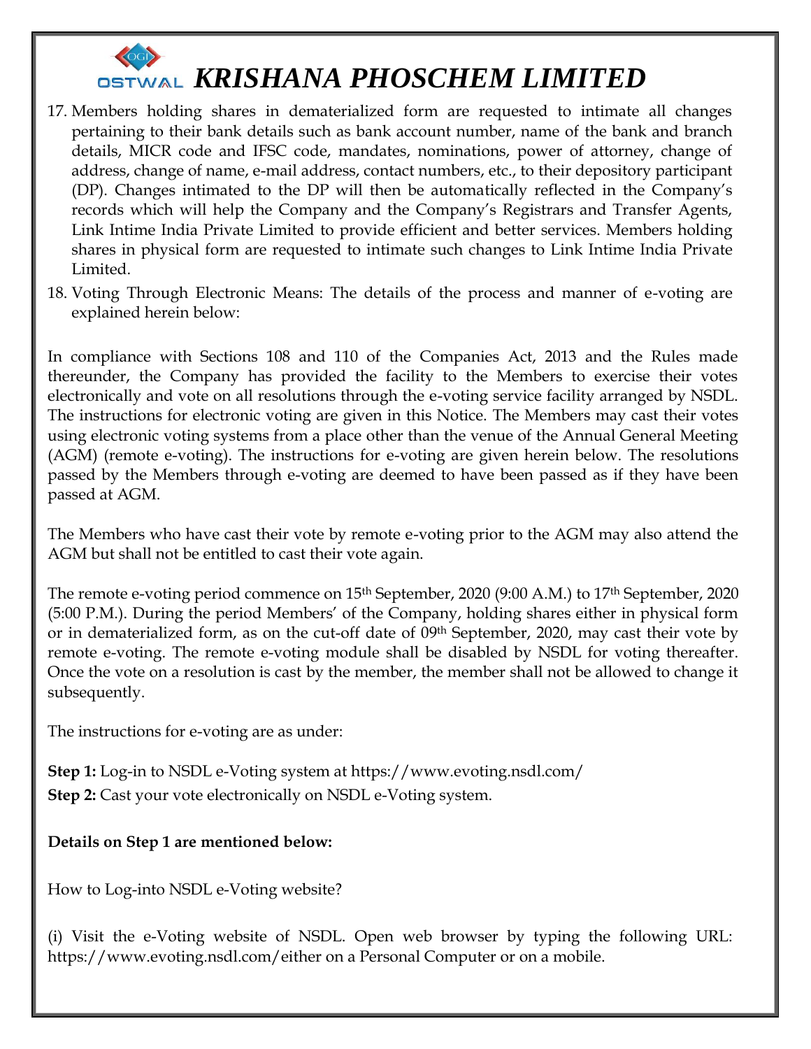17. Members holding shares in dematerialized form are requested to intimate all changes pertaining to their bank details such as bank account number, name of the bank and branch details, MICR code and IFSC code, mandates, nominations, power of attorney, change of address, change of name, e-mail address, contact numbers, etc., to their depository participant (DP). Changes intimated to the DP will then be automatically reflected in the Company's records which will help the Company and the Company's Registrars and Transfer Agents, Link Intime India Private Limited to provide efficient and better services. Members holding shares in physical form are requested to intimate such changes to Link Intime India Private Limited.
18. Voting Through Electronic Means: The details of the process and manner of e-voting are explained herein below:

In compliance with Sections 108 and 110 of the Companies Act, 2013 and the Rules made thereunder, the Company has provided the facility to the Members to exercise their votes electronically and vote on all resolutions through the e-voting service facility arranged by NSDL. The instructions for electronic voting are given in this Notice. The Members may cast their votes using electronic voting systems from a place other than the venue of the Annual General Meeting (AGM) (remote e-voting). The instructions for e-voting are given herein below. The resolutions passed by the Members through e-voting are deemed to have been passed as if they have been passed at AGM.

The Members who have cast their vote by remote e-voting prior to the AGM may also attend the AGM but shall not be entitled to cast their vote again.

The remote e-voting period commence on 15th September, 2020 (9:00 A.M.) to 17th September, 2020 (5:00 P.M.). During the period Members' of the Company, holding shares either in physical form or in dematerialized form, as on the cut-off date of 09th September, 2020, may cast their vote by remote e-voting. The remote e-voting module shall be disabled by NSDL for voting thereafter. Once the vote on a resolution is cast by the member, the member shall not be allowed to change it subsequently.

The instructions for e-voting are as under:

**Step 1:** Log-in to NSDL e-Voting system at https://www.evoting.nsdl.com/

**Step 2:** Cast your vote electronically on NSDL e-Voting system.

**Details on Step 1 are mentioned below:**

How to Log-into NSDL e-Voting website?

(i) Visit the e-Voting website of NSDL. Open web browser by typing the following URL: https://www.evoting.nsdl.com/either on a Personal Computer or on a mobile.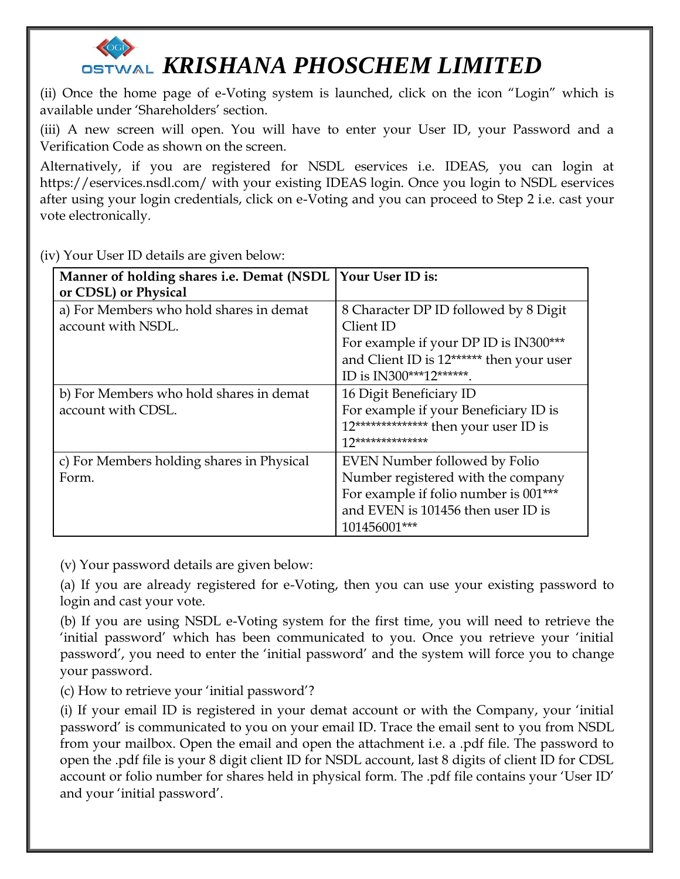(ii) Once the home page of e-Voting system is launched, click on the icon "Login" which is available under 'Shareholders' section.

(iii) A new screen will open. You will have to enter your User ID, your Password and a Verification Code as shown on the screen.

Alternatively, if you are registered for NSDL eservices i.e. IDEAS, you can login at https://eservices.nsdl.com/ with your existing IDEAS login. Once you login to NSDL eservices after using your login credentials, click on e-Voting and you can proceed to Step 2 i.e. cast your vote electronically.

(iv) Your User ID details are given below:

| Manner of holding shares i.e. Demat (NSDL or CDSL) or Physical | Your User ID is: |
|---|---|
| a) For Members who hold shares in demat account with NSDL. | 8 Character DP ID followed by 8 Digit Client ID<br>For example if your DP ID is IN300*** and Client ID is 12****** then your user ID is IN300***12******. |
| b) For Members who hold shares in demat account with CDSL. | 16 Digit Beneficiary ID<br>For example if your Beneficiary ID is 12************** then your user ID is 12************** |
| c) For Members holding shares in Physical Form. | EVEN Number followed by Folio Number registered with the company<br>For example if folio number is 001*** and EVEN is 101456 then user ID is 101456001*** |

(v) Your password details are given below:

(a) If you are already registered for e-Voting, then you can use your existing password to login and cast your vote.

(b) If you are using NSDL e-Voting system for the first time, you will need to retrieve the 'initial password' which has been communicated to you. Once you retrieve your 'initial password', you need to enter the 'initial password' and the system will force you to change your password.

(c) How to retrieve your 'initial password'?

(i) If your email ID is registered in your demat account or with the Company, your 'initial password' is communicated to you on your email ID. Trace the email sent to you from NSDL from your mailbox. Open the email and open the attachment i.e. a .pdf file. The password to open the .pdf file is your 8 digit client ID for NSDL account, last 8 digits of client ID for CDSL account or folio number for shares held in physical form. The .pdf file contains your 'User ID' and your 'initial password'.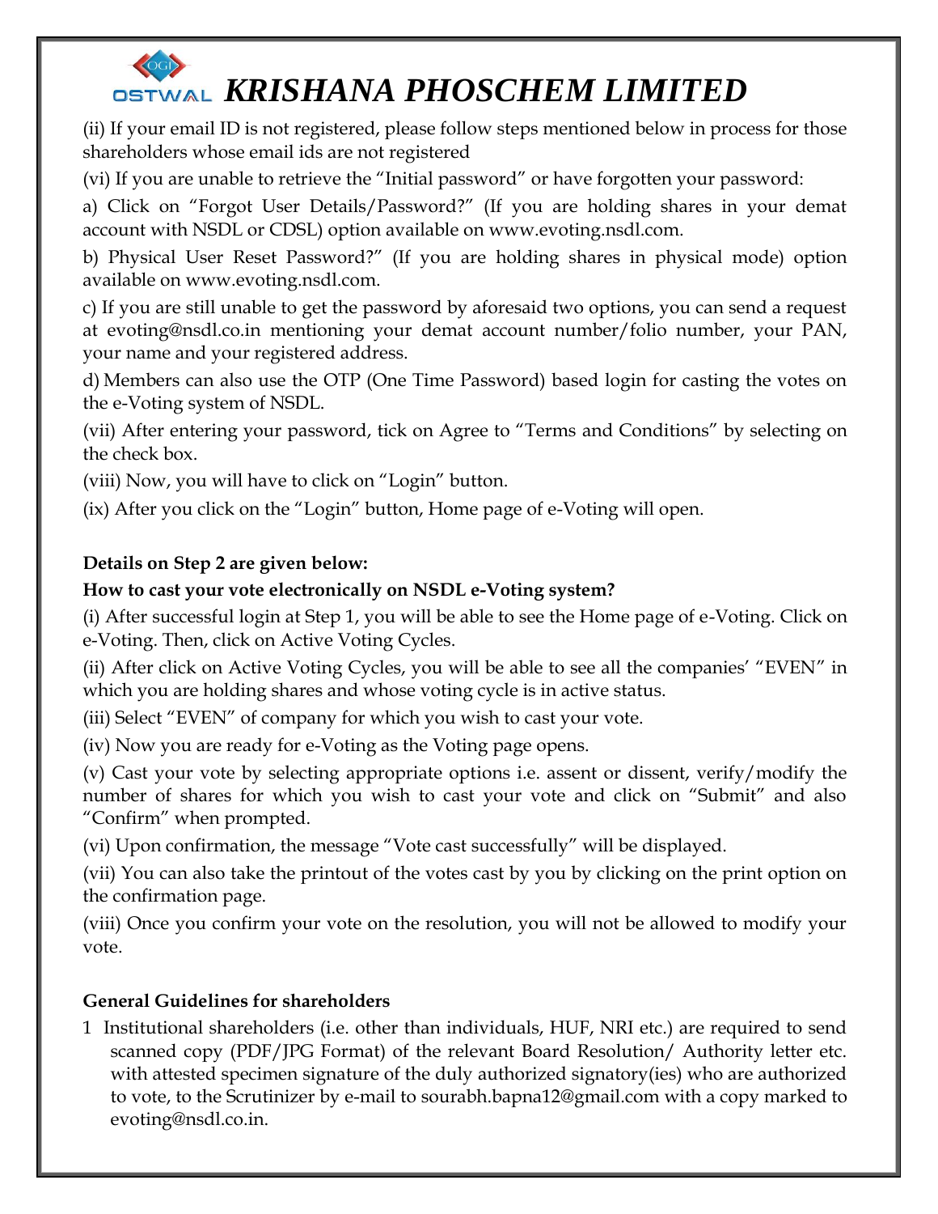(ii) If your email ID is not registered, please follow steps mentioned below in process for those shareholders whose email ids are not registered

(vi) If you are unable to retrieve the "Initial password" or have forgotten your password:

a) Click on "Forgot User Details/Password?" (If you are holding shares in your demat account with NSDL or CDSL) option available on www.evoting.nsdl.com.

b) Physical User Reset Password?" (If you are holding shares in physical mode) option available on www.evoting.nsdl.com.

c) If you are still unable to get the password by aforesaid two options, you can send a request at evoting@nsdl.co.in mentioning your demat account number/folio number, your PAN, your name and your registered address.

d) Members can also use the OTP (One Time Password) based login for casting the votes on the e-Voting system of NSDL.

(vii) After entering your password, tick on Agree to "Terms and Conditions" by selecting on the check box.

(viii) Now, you will have to click on "Login" button.

(ix) After you click on the "Login" button, Home page of e-Voting will open.

**Details on Step 2 are given below:**

**How to cast your vote electronically on NSDL e-Voting system?**

(i) After successful login at Step 1, you will be able to see the Home page of e-Voting. Click on e-Voting. Then, click on Active Voting Cycles.

(ii) After click on Active Voting Cycles, you will be able to see all the companies' "EVEN" in which you are holding shares and whose voting cycle is in active status.

(iii) Select "EVEN" of company for which you wish to cast your vote.

(iv) Now you are ready for e-Voting as the Voting page opens.

(v) Cast your vote by selecting appropriate options i.e. assent or dissent, verify/modify the number of shares for which you wish to cast your vote and click on "Submit" and also "Confirm" when prompted.

(vi) Upon confirmation, the message "Vote cast successfully" will be displayed.

(vii) You can also take the printout of the votes cast by you by clicking on the print option on the confirmation page.

(viii) Once you confirm your vote on the resolution, you will not be allowed to modify your vote.

**General Guidelines for shareholders**

1. Institutional shareholders (i.e. other than individuals, HUF, NRI etc.) are required to send scanned copy (PDF/JPG Format) of the relevant Board Resolution/ Authority letter etc. with attested specimen signature of the duly authorized signatory(ies) who are authorized to vote, to the Scrutinizer by e-mail to sourabh.bapna12@gmail.com with a copy marked to evoting@nsdl.co.in.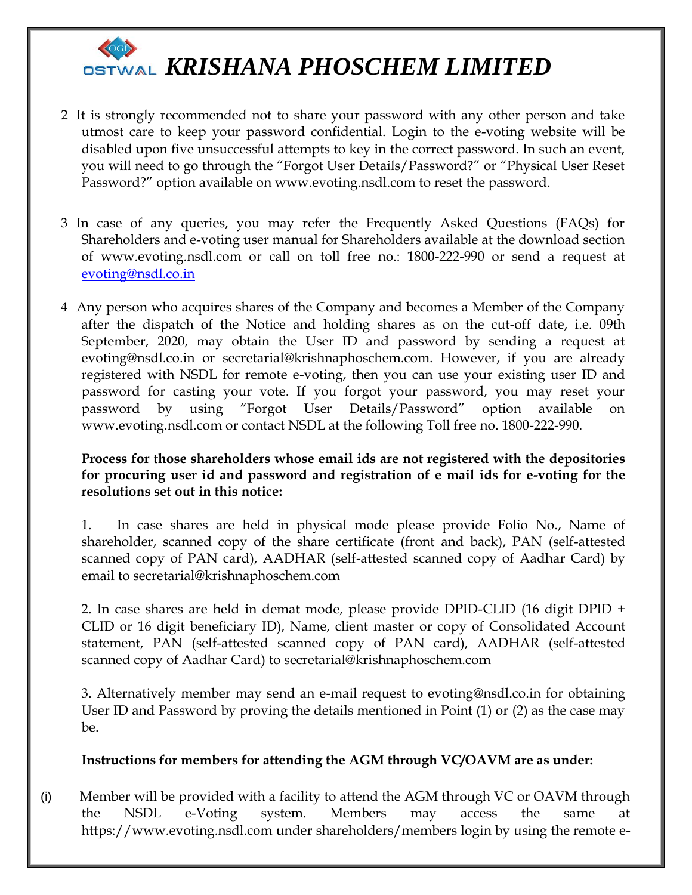2 It is strongly recommended not to share your password with any other person and take utmost care to keep your password confidential. Login to the e-voting website will be disabled upon five unsuccessful attempts to key in the correct password. In such an event, you will need to go through the “Forgot User Details/Password?” or “Physical User Reset Password?” option available on www.evoting.nsdl.com to reset the password.

3 In case of any queries, you may refer the Frequently Asked Questions (FAQs) for Shareholders and e-voting user manual for Shareholders available at the download section of www.evoting.nsdl.com or call on toll free no.: 1800-222-990 or send a request at evoting@nsdl.co.in

4 Any person who acquires shares of the Company and becomes a Member of the Company after the dispatch of the Notice and holding shares as on the cut-off date, i.e. 09th September, 2020, may obtain the User ID and password by sending a request at evoting@nsdl.co.in or secretarial@krishnaphoschem.com. However, if you are already registered with NSDL for remote e-voting, then you can use your existing user ID and password for casting your vote. If you forgot your password, you may reset your password by using “Forgot User Details/Password” option available on www.evoting.nsdl.com or contact NSDL at the following Toll free no. 1800-222-990.

**Process for those shareholders whose email ids are not registered with the depositories for procuring user id and password and registration of e mail ids for e-voting for the resolutions set out in this notice:**

1. In case shares are held in physical mode please provide Folio No., Name of shareholder, scanned copy of the share certificate (front and back), PAN (self-attested scanned copy of PAN card), AADHAR (self-attested scanned copy of Aadhar Card) by email to secretarial@krishnaphoschem.com

2. In case shares are held in demat mode, please provide DPID-CLID (16 digit DPID + CLID or 16 digit beneficiary ID), Name, client master or copy of Consolidated Account statement, PAN (self-attested scanned copy of PAN card), AADHAR (self-attested scanned copy of Aadhar Card) to secretarial@krishnaphoschem.com

3. Alternatively member may send an e-mail request to evoting@nsdl.co.in for obtaining User ID and Password by proving the details mentioned in Point (1) or (2) as the case may be.

**Instructions for members for attending the AGM through VC/OAVM are as under:**

(i) Member will be provided with a facility to attend the AGM through VC or OAVM through the NSDL e-Voting system. Members may access the same at https://www.evoting.nsdl.com under shareholders/members login by using the remote e-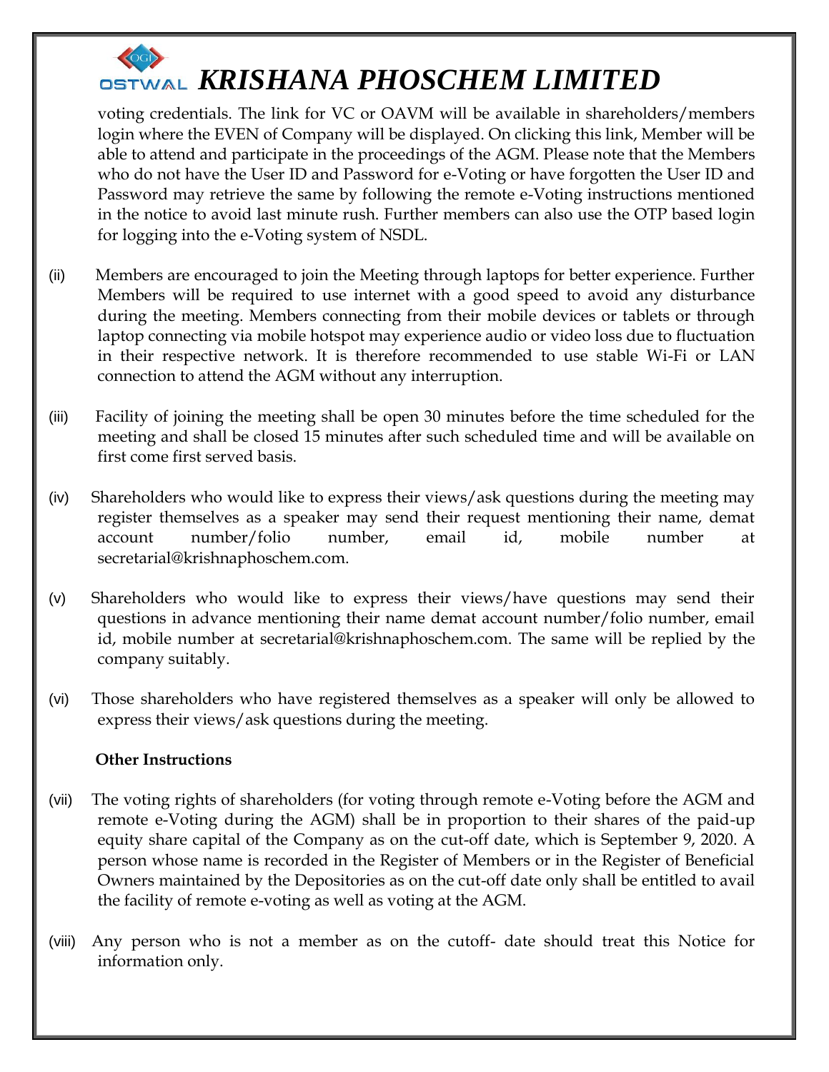voting credentials. The link for VC or OAVM will be available in shareholders/members login where the EVEN of Company will be displayed. On clicking this link, Member will be able to attend and participate in the proceedings of the AGM. Please note that the Members who do not have the User ID and Password for e-Voting or have forgotten the User ID and Password may retrieve the same by following the remote e-Voting instructions mentioned in the notice to avoid last minute rush. Further members can also use the OTP based login for logging into the e-Voting system of NSDL.

(ii) Members are encouraged to join the Meeting through laptops for better experience. Further Members will be required to use internet with a good speed to avoid any disturbance during the meeting. Members connecting from their mobile devices or tablets or through laptop connecting via mobile hotspot may experience audio or video loss due to fluctuation in their respective network. It is therefore recommended to use stable Wi-Fi or LAN connection to attend the AGM without any interruption.

(iii) Facility of joining the meeting shall be open 30 minutes before the time scheduled for the meeting and shall be closed 15 minutes after such scheduled time and will be available on first come first served basis.

(iv) Shareholders who would like to express their views/ask questions during the meeting may register themselves as a speaker may send their request mentioning their name, demat account number/folio number, email id, mobile number at secretarial@krishnaphoschem.com.

(v) Shareholders who would like to express their views/have questions may send their questions in advance mentioning their name demat account number/folio number, email id, mobile number at secretarial@krishnaphoschem.com. The same will be replied by the company suitably.

(vi) Those shareholders who have registered themselves as a speaker will only be allowed to express their views/ask questions during the meeting.

**Other Instructions**

(vii) The voting rights of shareholders (for voting through remote e-Voting before the AGM and remote e-Voting during the AGM) shall be in proportion to their shares of the paid-up equity share capital of the Company as on the cut-off date, which is September 9, 2020. A person whose name is recorded in the Register of Members or in the Register of Beneficial Owners maintained by the Depositories as on the cut-off date only shall be entitled to avail the facility of remote e-voting as well as voting at the AGM.

(viii) Any person who is not a member as on the cutoff- date should treat this Notice for information only.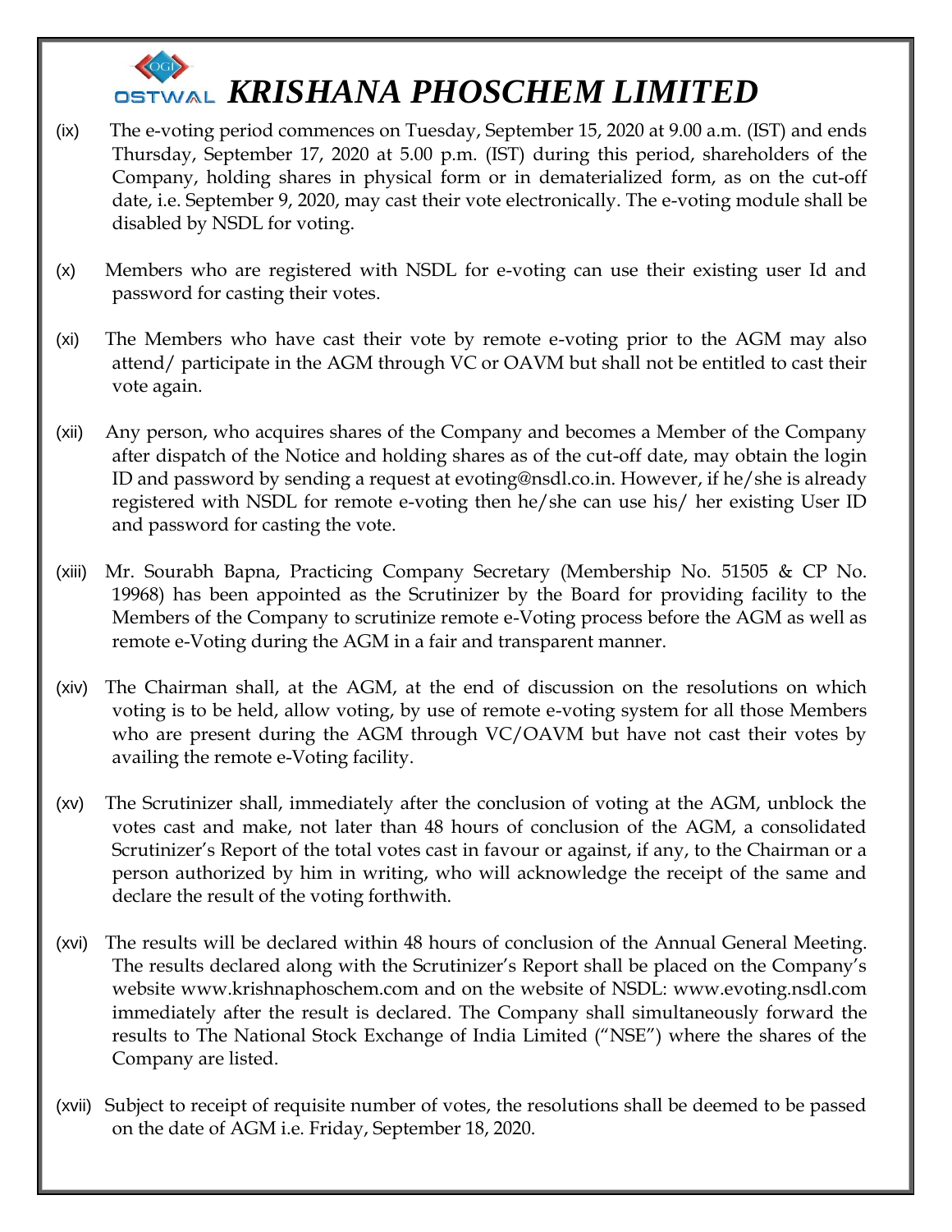(ix) The e-voting period commences on Tuesday, September 15, 2020 at 9.00 a.m. (IST) and ends Thursday, September 17, 2020 at 5.00 p.m. (IST) during this period, shareholders of the Company, holding shares in physical form or in dematerialized form, as on the cut-off date, i.e. September 9, 2020, may cast their vote electronically. The e-voting module shall be disabled by NSDL for voting.

(x) Members who are registered with NSDL for e-voting can use their existing user Id and password for casting their votes.

(xi) The Members who have cast their vote by remote e-voting prior to the AGM may also attend/ participate in the AGM through VC or OAVM but shall not be entitled to cast their vote again.

(xii) Any person, who acquires shares of the Company and becomes a Member of the Company after dispatch of the Notice and holding shares as of the cut-off date, may obtain the login ID and password by sending a request at evoting@nsdl.co.in. However, if he/she is already registered with NSDL for remote e-voting then he/she can use his/ her existing User ID and password for casting the vote.

(xiii) Mr. Sourabh Bapna, Practicing Company Secretary (Membership No. 51505 & CP No. 19968) has been appointed as the Scrutinizer by the Board for providing facility to the Members of the Company to scrutinize remote e-Voting process before the AGM as well as remote e-Voting during the AGM in a fair and transparent manner.

(xiv) The Chairman shall, at the AGM, at the end of discussion on the resolutions on which voting is to be held, allow voting, by use of remote e-voting system for all those Members who are present during the AGM through VC/OAVM but have not cast their votes by availing the remote e-Voting facility.

(xv) The Scrutinizer shall, immediately after the conclusion of voting at the AGM, unblock the votes cast and make, not later than 48 hours of conclusion of the AGM, a consolidated Scrutinizer's Report of the total votes cast in favour or against, if any, to the Chairman or a person authorized by him in writing, who will acknowledge the receipt of the same and declare the result of the voting forthwith.

(xvi) The results will be declared within 48 hours of conclusion of the Annual General Meeting. The results declared along with the Scrutinizer's Report shall be placed on the Company's website www.krishnaphoschem.com and on the website of NSDL: www.evoting.nsdl.com immediately after the result is declared. The Company shall simultaneously forward the results to The National Stock Exchange of India Limited ("NSE") where the shares of the Company are listed.

(xvii) Subject to receipt of requisite number of votes, the resolutions shall be deemed to be passed on the date of AGM i.e. Friday, September 18, 2020.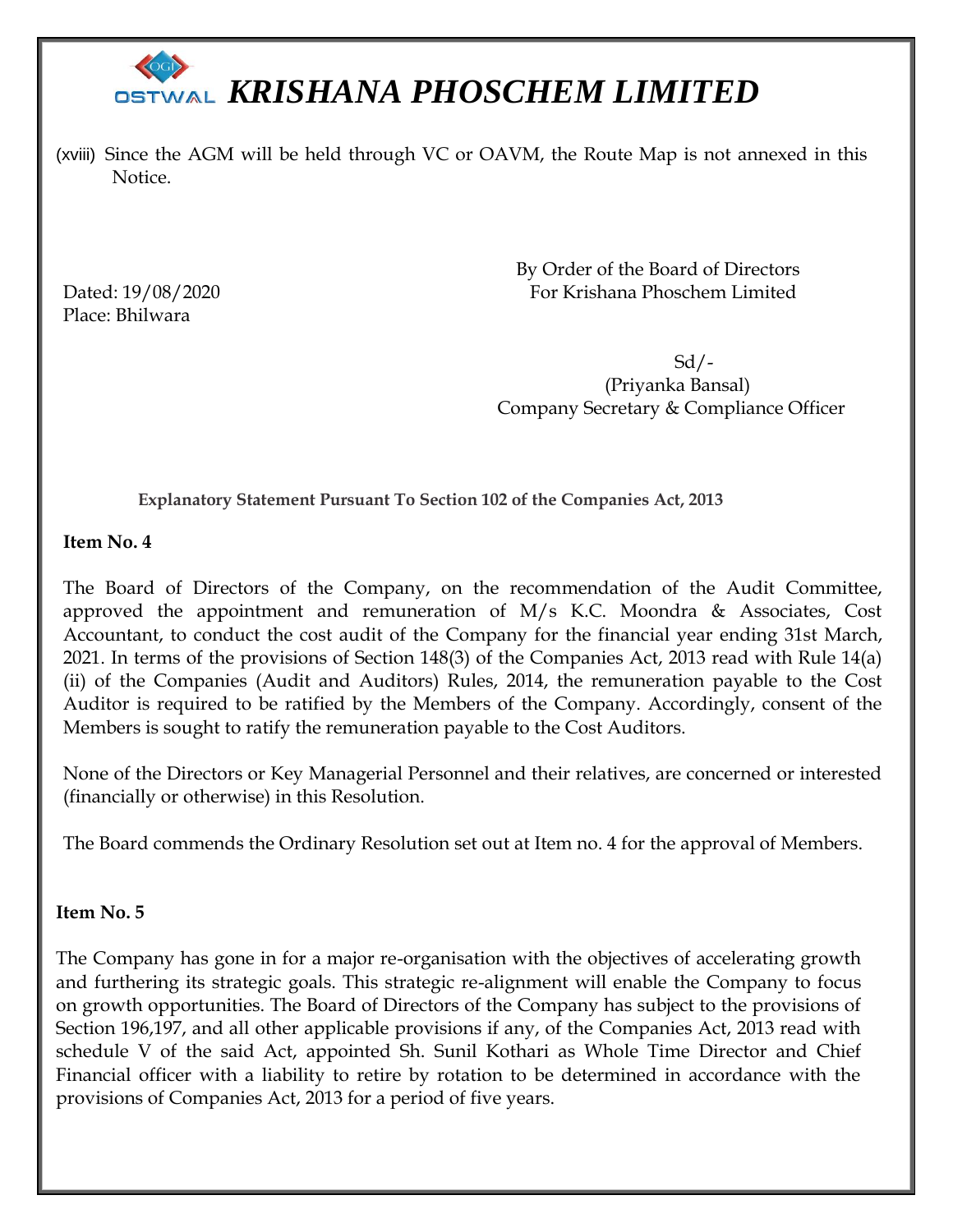(xviii) Since the AGM will be held through VC or OAVM, the Route Map is not annexed in this Notice.

By Order of the Board of Directors
For Krishana Phoschem Limited

Dated: 19/08/2020
Place: Bhilwara

Sd/-
(Priyanka Bansal)
Company Secretary & Compliance Officer

**Explanatory Statement Pursuant To Section 102 of the Companies Act, 2013**

**Item No. 4**

The Board of Directors of the Company, on the recommendation of the Audit Committee, approved the appointment and remuneration of M/s K.C. Moondra & Associates, Cost Accountant, to conduct the cost audit of the Company for the financial year ending 31st March, 2021. In terms of the provisions of Section 148(3) of the Companies Act, 2013 read with Rule 14(a)(ii) of the Companies (Audit and Auditors) Rules, 2014, the remuneration payable to the Cost Auditor is required to be ratified by the Members of the Company. Accordingly, consent of the Members is sought to ratify the remuneration payable to the Cost Auditors.

None of the Directors or Key Managerial Personnel and their relatives, are concerned or interested (financially or otherwise) in this Resolution.

The Board commends the Ordinary Resolution set out at Item no. 4 for the approval of Members.

**Item No. 5**

The Company has gone in for a major re-organisation with the objectives of accelerating growth and furthering its strategic goals. This strategic re-alignment will enable the Company to focus on growth opportunities. The Board of Directors of the Company has subject to the provisions of Section 196,197, and all other applicable provisions if any, of the Companies Act, 2013 read with schedule V of the said Act, appointed Sh. Sunil Kothari as Whole Time Director and Chief Financial officer with a liability to retire by rotation to be determined in accordance with the provisions of Companies Act, 2013 for a period of five years.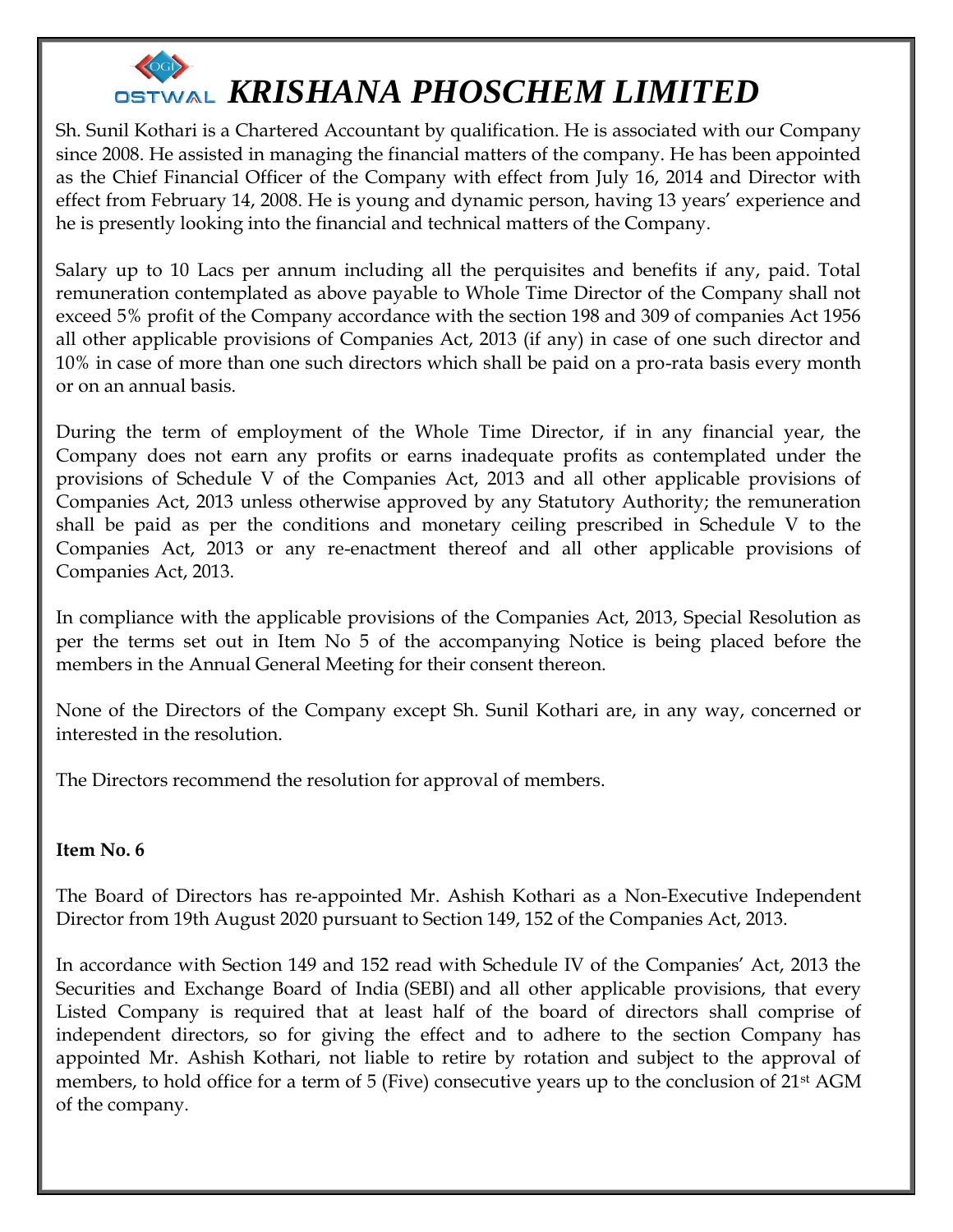Sh. Sunil Kothari is a Chartered Accountant by qualification. He is associated with our Company since 2008. He assisted in managing the financial matters of the company. He has been appointed as the Chief Financial Officer of the Company with effect from July 16, 2014 and Director with effect from February 14, 2008. He is young and dynamic person, having 13 years' experience and he is presently looking into the financial and technical matters of the Company.

Salary up to 10 Lacs per annum including all the perquisites and benefits if any, paid. Total remuneration contemplated as above payable to Whole Time Director of the Company shall not exceed 5% profit of the Company accordance with the section 198 and 309 of companies Act 1956 all other applicable provisions of Companies Act, 2013 (if any) in case of one such director and 10% in case of more than one such directors which shall be paid on a pro-rata basis every month or on an annual basis.

During the term of employment of the Whole Time Director, if in any financial year, the Company does not earn any profits or earns inadequate profits as contemplated under the provisions of Schedule V of the Companies Act, 2013 and all other applicable provisions of Companies Act, 2013 unless otherwise approved by any Statutory Authority; the remuneration shall be paid as per the conditions and monetary ceiling prescribed in Schedule V to the Companies Act, 2013 or any re-enactment thereof and all other applicable provisions of Companies Act, 2013.

In compliance with the applicable provisions of the Companies Act, 2013, Special Resolution as per the terms set out in Item No 5 of the accompanying Notice is being placed before the members in the Annual General Meeting for their consent thereon.

None of the Directors of the Company except Sh. Sunil Kothari are, in any way, concerned or interested in the resolution.

The Directors recommend the resolution for approval of members.

**Item No. 6**

The Board of Directors has re-appointed Mr. Ashish Kothari as a Non-Executive Independent Director from 19th August 2020 pursuant to Section 149, 152 of the Companies Act, 2013.

In accordance with Section 149 and 152 read with Schedule IV of the Companies' Act, 2013 the Securities and Exchange Board of India (SEBI) and all other applicable provisions, that every Listed Company is required that at least half of the board of directors shall comprise of independent directors, so for giving the effect and to adhere to the section Company has appointed Mr. Ashish Kothari, not liable to retire by rotation and subject to the approval of members, to hold office for a term of 5 (Five) consecutive years up to the conclusion of 21st AGM of the company.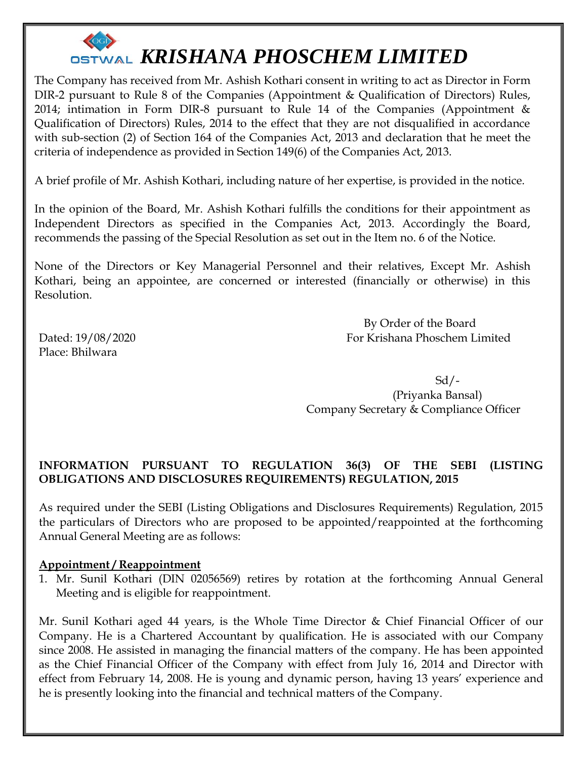# KRISHANA PHOSCHEM LIMITED

The Company has received from Mr. Ashish Kothari consent in writing to act as Director in Form DIR-2 pursuant to Rule 8 of the Companies (Appointment & Qualification of Directors) Rules, 2014; intimation in Form DIR-8 pursuant to Rule 14 of the Companies (Appointment & Qualification of Directors) Rules, 2014 to the effect that they are not disqualified in accordance with sub-section (2) of Section 164 of the Companies Act, 2013 and declaration that he meet the criteria of independence as provided in Section 149(6) of the Companies Act, 2013.

A brief profile of Mr. Ashish Kothari, including nature of her expertise, is provided in the notice.

In the opinion of the Board, Mr. Ashish Kothari fulfills the conditions for their appointment as Independent Directors as specified in the Companies Act, 2013. Accordingly the Board, recommends the passing of the Special Resolution as set out in the Item no. 6 of the Notice.

None of the Directors or Key Managerial Personnel and their relatives, Except Mr. Ashish Kothari, being an appointee, are concerned or interested (financially or otherwise) in this Resolution.

By Order of the Board
For Krishana Phoschem Limited

Dated: 19/08/2020
Place: Bhilwara

Sd/-
(Priyanka Bansal)
Company Secretary & Compliance Officer

**INFORMATION PURSUANT TO REGULATION 36(3) OF THE SEBI (LISTING OBLIGATIONS AND DISCLOSURES REQUIREMENTS) REGULATION, 2015**

As required under the SEBI (Listing Obligations and Disclosures Requirements) Regulation, 2015 the particulars of Directors who are proposed to be appointed/reappointed at the forthcoming Annual General Meeting are as follows:

**Appointment / Reappointment**

1. Mr. Sunil Kothari (DIN 02056569) retires by rotation at the forthcoming Annual General Meeting and is eligible for reappointment.

Mr. Sunil Kothari aged 44 years, is the Whole Time Director & Chief Financial Officer of our Company. He is a Chartered Accountant by qualification. He is associated with our Company since 2008. He assisted in managing the financial matters of the company. He has been appointed as the Chief Financial Officer of the Company with effect from July 16, 2014 and Director with effect from February 14, 2008. He is young and dynamic person, having 13 years' experience and he is presently looking into the financial and technical matters of the Company.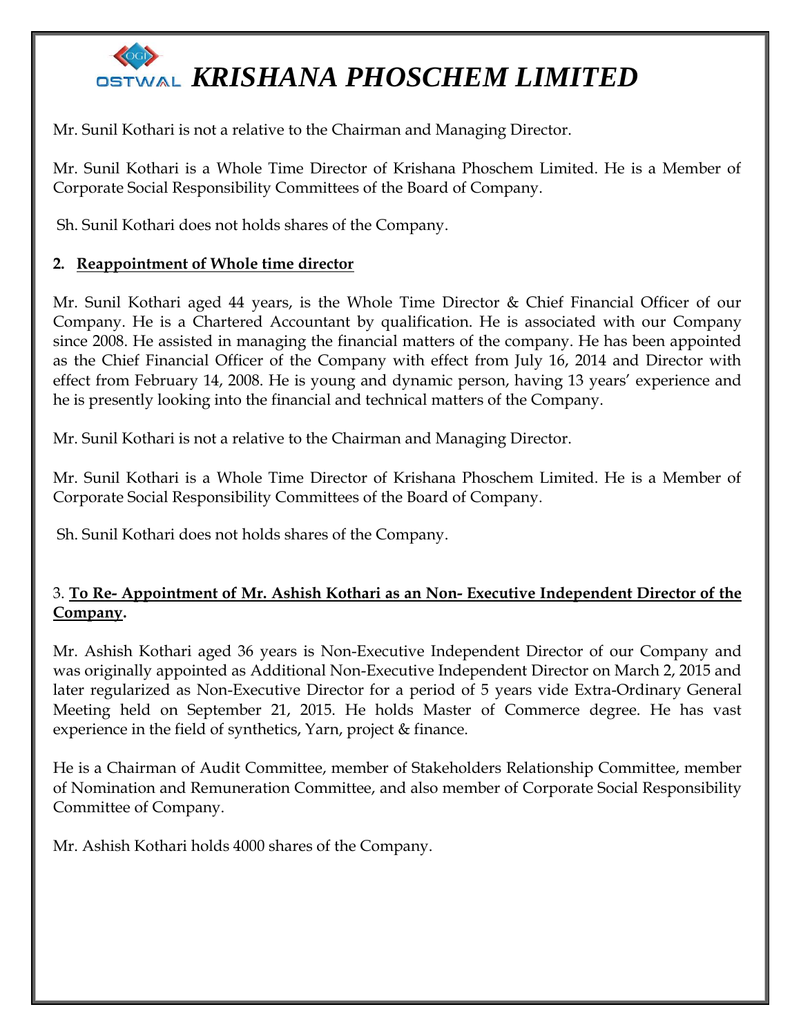Mr. Sunil Kothari is not a relative to the Chairman and Managing Director.

Mr. Sunil Kothari is a Whole Time Director of Krishana Phoschem Limited. He is a Member of Corporate Social Responsibility Committees of the Board of Company.

Sh. Sunil Kothari does not holds shares of the Company.

**2. Reappointment of Whole time director**

Mr. Sunil Kothari aged 44 years, is the Whole Time Director & Chief Financial Officer of our Company. He is a Chartered Accountant by qualification. He is associated with our Company since 2008. He assisted in managing the financial matters of the company. He has been appointed as the Chief Financial Officer of the Company with effect from July 16, 2014 and Director with effect from February 14, 2008. He is young and dynamic person, having 13 years' experience and he is presently looking into the financial and technical matters of the Company.

Mr. Sunil Kothari is not a relative to the Chairman and Managing Director.

Mr. Sunil Kothari is a Whole Time Director of Krishana Phoschem Limited. He is a Member of Corporate Social Responsibility Committees of the Board of Company.

Sh. Sunil Kothari does not holds shares of the Company.

3. **To Re- Appointment of Mr. Ashish Kothari as an Non- Executive Independent Director of the Company.**

Mr. Ashish Kothari aged 36 years is Non-Executive Independent Director of our Company and was originally appointed as Additional Non-Executive Independent Director on March 2, 2015 and later regularized as Non-Executive Director for a period of 5 years vide Extra-Ordinary General Meeting held on September 21, 2015. He holds Master of Commerce degree. He has vast experience in the field of synthetics, Yarn, project & finance.

He is a Chairman of Audit Committee, member of Stakeholders Relationship Committee, member of Nomination and Remuneration Committee, and also member of Corporate Social Responsibility Committee of Company.

Mr. Ashish Kothari holds 4000 shares of the Company.